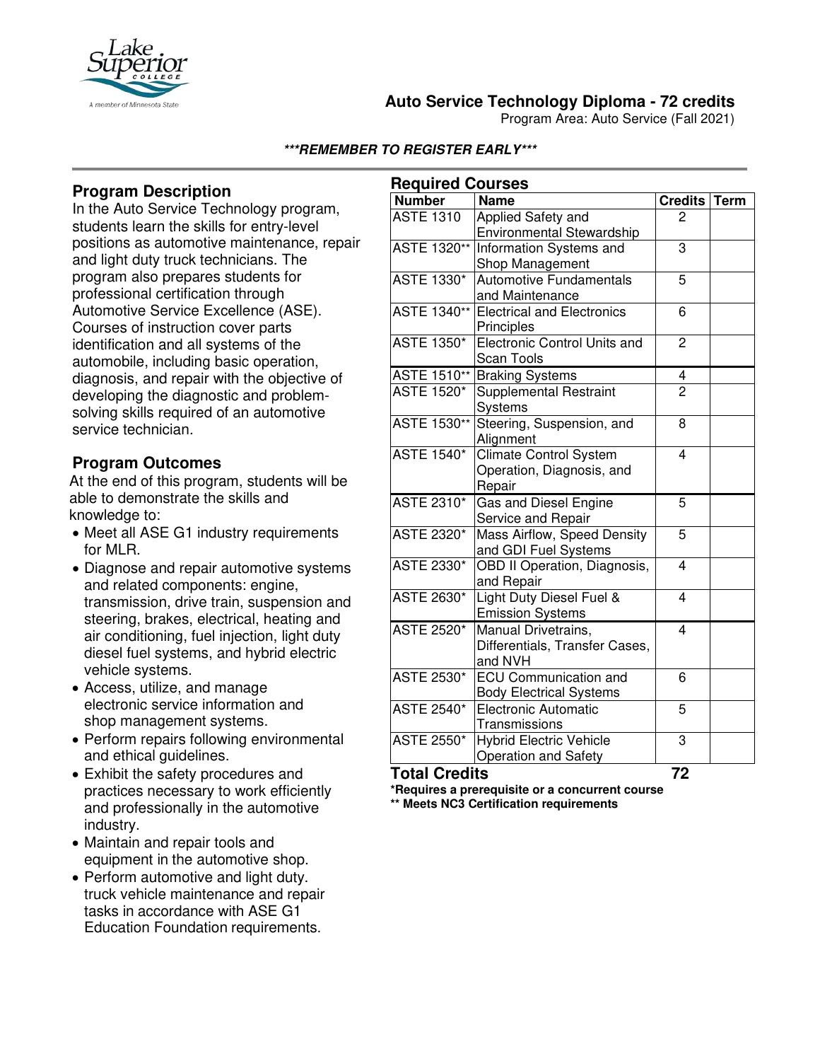# Auto Service Technology Diploma - 72 credits

Program Area: Auto Service (Fall 2021)

***REMEMBER TO REGISTER EARLY***

## Program Description

In the Auto Service Technology program, students learn the skills for entry-level positions as automotive maintenance, repair and light duty truck technicians. The program also prepares students for professional certification through Automotive Service Excellence (ASE). Courses of instruction cover parts identification and all systems of the automobile, including basic operation, diagnosis, and repair with the objective of developing the diagnostic and problem-solving skills required of an automotive service technician.

## Program Outcomes

At the end of this program, students will be able to demonstrate the skills and knowledge to:

- Meet all ASE G1 industry requirements for MLR.
- Diagnose and repair automotive systems and related components: engine, transmission, drive train, suspension and steering, brakes, electrical, heating and air conditioning, fuel injection, light duty diesel fuel systems, and hybrid electric vehicle systems.
- Access, utilize, and manage electronic service information and shop management systems.
- Perform repairs following environmental and ethical guidelines.
- Exhibit the safety procedures and practices necessary to work efficiently and professionally in the automotive industry.
- Maintain and repair tools and equipment in the automotive shop.
- Perform automotive and light duty. truck vehicle maintenance and repair tasks in accordance with ASE G1 Education Foundation requirements.

## Required Courses

| Number | Name | Credits | Term |
|---|---|---|---|
| ASTE 1310 | Applied Safety and Environmental Stewardship | 2 | |
| ASTE 1320** | Information Systems and Shop Management | 3 | |
| ASTE 1330* | Automotive Fundamentals and Maintenance | 5 | |
| ASTE 1340** | Electrical and Electronics Principles | 6 | |
| ASTE 1350* | Electronic Control Units and Scan Tools | 2 | |
| ASTE 1510** | Braking Systems | 4 | |
| ASTE 1520* | Supplemental Restraint Systems | 2 | |
| ASTE 1530** | Steering, Suspension, and Alignment | 8 | |
| ASTE 1540* | Climate Control System Operation, Diagnosis, and Repair | 4 | |
| ASTE 2310* | Gas and Diesel Engine Service and Repair | 5 | |
| ASTE 2320* | Mass Airflow, Speed Density and GDI Fuel Systems | 5 | |
| ASTE 2330* | OBD II Operation, Diagnosis, and Repair | 4 | |
| ASTE 2630* | Light Duty Diesel Fuel & Emission Systems | 4 | |
| ASTE 2520* | Manual Drivetrains, Differentials, Transfer Cases, and NVH | 4 | |
| ASTE 2530* | ECU Communication and Body Electrical Systems | 6 | |
| ASTE 2540* | Electronic Automatic Transmissions | 5 | |
| ASTE 2550* | Hybrid Electric Vehicle Operation and Safety | 3 | |
| **Total Credits** | | **72** | |

***Requires a prerequisite or a concurrent course**

**** Meets NC3 Certification requirements**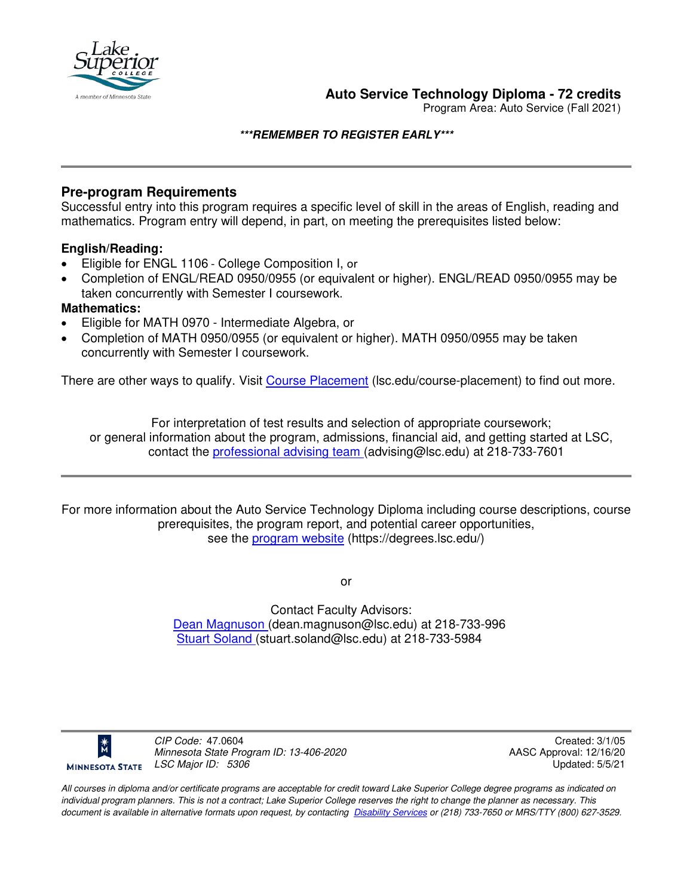## Auto Service Technology Diploma - 72 credits

Program Area: Auto Service (Fall 2021)

***REMEMBER TO REGISTER EARLY***

---

## Pre-program Requirements

Successful entry into this program requires a specific level of skill in the areas of English, reading and mathematics. Program entry will depend, in part, on meeting the prerequisites listed below:

**English/Reading:**

- Eligible for ENGL 1106 - College Composition I, or
- Completion of ENGL/READ 0950/0955 (or equivalent or higher). ENGL/READ 0950/0955 may be taken concurrently with Semester I coursework.

**Mathematics:**

- Eligible for MATH 0970 - Intermediate Algebra, or
- Completion of MATH 0950/0955 (or equivalent or higher). MATH 0950/0955 may be taken concurrently with Semester I coursework.

There are other ways to qualify. Visit Course Placement (lsc.edu/course-placement) to find out more.

For interpretation of test results and selection of appropriate coursework; or general information about the program, admissions, financial aid, and getting started at LSC, contact the professional advising team (advising@lsc.edu) at 218-733-7601

---

For more information about the Auto Service Technology Diploma including course descriptions, course prerequisites, the program report, and potential career opportunities, see the program website (https://degrees.lsc.edu/)

or

Contact Faculty Advisors:
Dean Magnuson (dean.magnuson@lsc.edu) at 218-733-996
Stuart Soland (stuart.soland@lsc.edu) at 218-733-5984

---

*CIP Code:* 47.0604
*Minnesota State Program ID: 13-406-2020*
*LSC Major ID: 5306*

Created: 3/1/05
AASC Approval: 12/16/20
Updated: 5/5/21

*All courses in diploma and/or certificate programs are acceptable for credit toward Lake Superior College degree programs as indicated on individual program planners. This is not a contract; Lake Superior College reserves the right to change the planner as necessary. This document is available in alternative formats upon request, by contacting Disability Services or (218) 733-7650 or MRS/TTY (800) 627-3529.*